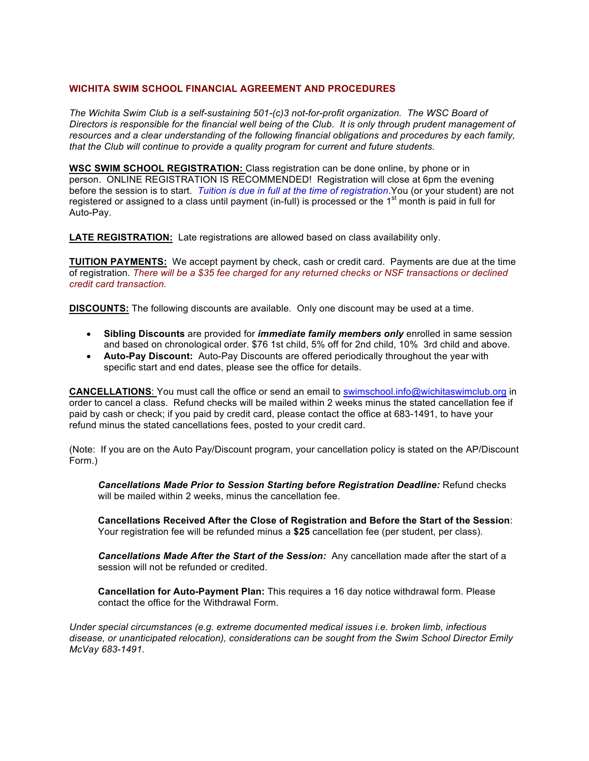## WICHITA SWIM SCHOOL FINANCIAL AGREEMENT AND PROCEDURES

*The Wichita Swim Club is a self-sustaining 501-(c)3 not-for-profit organization. The WSC Board of Directors is responsible for the financial well being of the Club. It is only through prudent management of resources and a clear understanding of the following financial obligations and procedures by each family, that the Club will continue to provide a quality program for current and future students.*

**WSC SWIM SCHOOL REGISTRATION:** Class registration can be done online, by phone or in person. ONLINE REGISTRATION IS RECOMMENDED! Registration will close at 6pm the evening before the session is to start. *Tuition is due in full at the time of registration*.You (or your student) are not registered or assigned to a class until payment (in-full) is processed or the 1st month is paid in full for Auto-Pay.

**LATE REGISTRATION:** Late registrations are allowed based on class availability only.

**TUITION PAYMENTS:** We accept payment by check, cash or credit card. Payments are due at the time of registration. *There will be a $35 fee charged for any returned checks or NSF transactions or declined credit card transaction.*

**DISCOUNTS:** The following discounts are available. Only one discount may be used at a time.

- **Sibling Discounts** are provided for ***immediate family members only*** enrolled in same session and based on chronological order. $76 1st child, 5% off for 2nd child, 10% 3rd child and above.
- **Auto-Pay Discount:** Auto-Pay Discounts are offered periodically throughout the year with specific start and end dates, please see the office for details.

**CANCELLATIONS**: You must call the office or send an email to swimschool.info@wichitaswimclub.org in order to cancel a class. Refund checks will be mailed within 2 weeks minus the stated cancellation fee if paid by cash or check; if you paid by credit card, please contact the office at 683-1491, to have your refund minus the stated cancellations fees, posted to your credit card.

(Note: If you are on the Auto Pay/Discount program, your cancellation policy is stated on the AP/Discount Form.)

> ***Cancellations Made Prior to Session Starting before Registration Deadline:*** Refund checks will be mailed within 2 weeks, minus the cancellation fee.
>
> **Cancellations Received After the Close of Registration and Before the Start of the Session**: Your registration fee will be refunded minus a **$25** cancellation fee (per student, per class).
>
> ***Cancellations Made After the Start of the Session:*** Any cancellation made after the start of a session will not be refunded or credited.
>
> **Cancellation for Auto-Payment Plan:** This requires a 16 day notice withdrawal form. Please contact the office for the Withdrawal Form.

*Under special circumstances (e.g. extreme documented medical issues i.e. broken limb, infectious disease, or unanticipated relocation), considerations can be sought from the Swim School Director Emily McVay 683-1491.*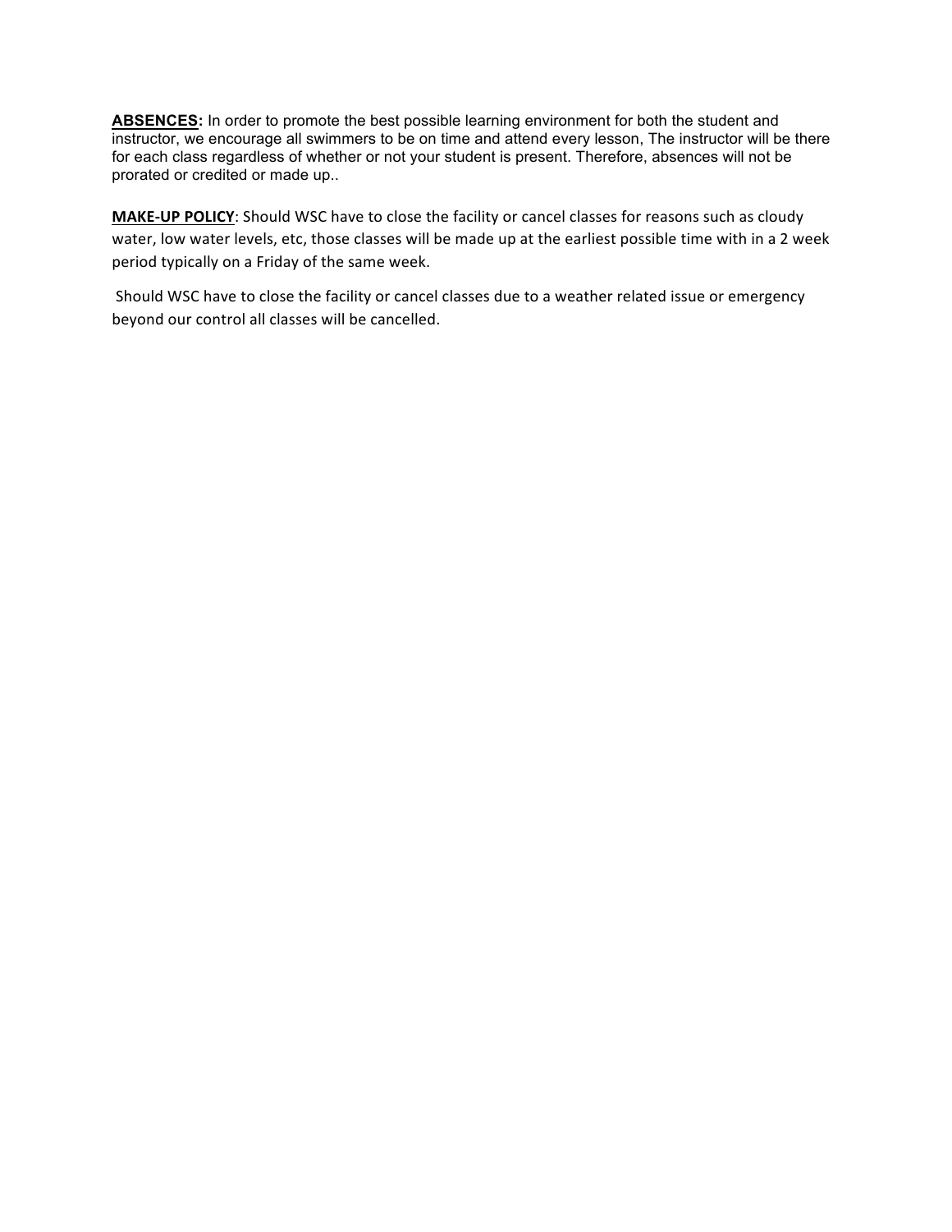**ABSENCES:** In order to promote the best possible learning environment for both the student and instructor, we encourage all swimmers to be on time and attend every lesson, The instructor will be there for each class regardless of whether or not your student is present. Therefore, absences will not be prorated or credited or made up..

**MAKE-UP POLICY**: Should WSC have to close the facility or cancel classes for reasons such as cloudy water, low water levels, etc, those classes will be made up at the earliest possible time with in a 2 week period typically on a Friday of the same week.

Should WSC have to close the facility or cancel classes due to a weather related issue or emergency beyond our control all classes will be cancelled.